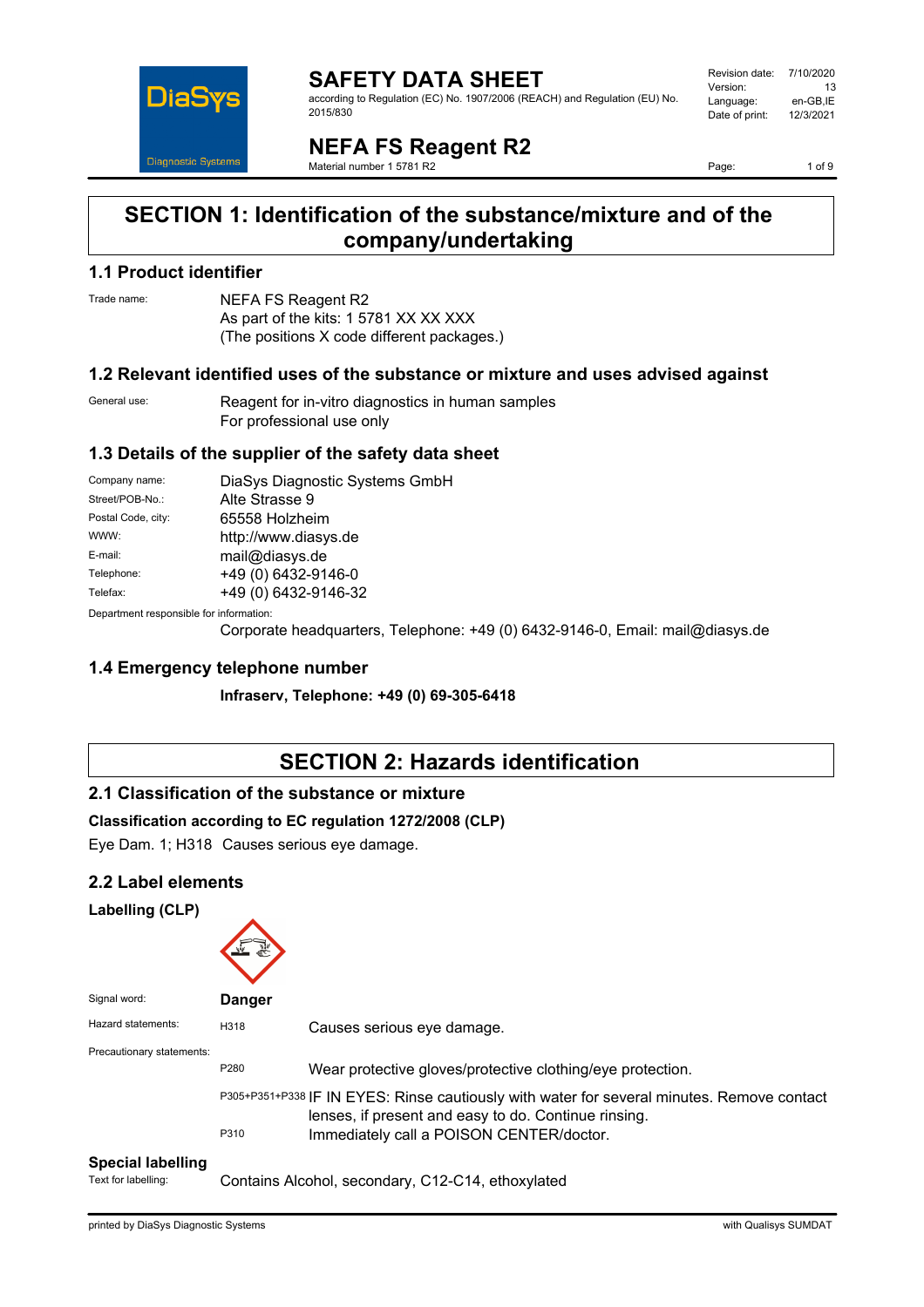# SAFETY DATA SHEET

according to Regulation (EC) No. 1907/2006 (REACH) and Regulation (EU) No. 2015/830

| | |
|---|---|
| Revision date: | 7/10/2020 |
| Version: | 13 |
| Language: | en-GB,IE |
| Date of print: | 12/3/2021 |

## NEFA FS Reagent R2

Material number 1 5781 R2

# SECTION 1: Identification of the substance/mixture and of the company/undertaking

## 1.1 Product identifier

Trade name: NEFA FS Reagent R2
As part of the kits: 1 5781 XX XX XXX
(The positions X code different packages.)

## 1.2 Relevant identified uses of the substance or mixture and uses advised against

General use: Reagent for in-vitro diagnostics in human samples
For professional use only

## 1.3 Details of the supplier of the safety data sheet

| | |
|---|---|
| Company name: | DiaSys Diagnostic Systems GmbH |
| Street/POB-No.: | Alte Strasse 9 |
| Postal Code, city: | 65558 Holzheim |
| WWW: | http://www.diasys.de |
| E-mail: | mail@diasys.de |
| Telephone: | +49 (0) 6432-9146-0 |
| Telefax: | +49 (0) 6432-9146-32 |

Department responsible for information:
Corporate headquarters, Telephone: +49 (0) 6432-9146-0, Email: mail@diasys.de

## 1.4 Emergency telephone number

**Infraserv, Telephone: +49 (0) 69-305-6418**

# SECTION 2: Hazards identification

## 2.1 Classification of the substance or mixture

**Classification according to EC regulation 1272/2008 (CLP)**

Eye Dam. 1; H318 Causes serious eye damage.

## 2.2 Label elements

**Labelling (CLP)**

Signal word: **Danger**

Hazard statements:

| | |
|---|---|
| H318 | Causes serious eye damage. |

Precautionary statements:

| | |
|---|---|
| P280 | Wear protective gloves/protective clothing/eye protection. |
| P305+P351+P338 | IF IN EYES: Rinse cautiously with water for several minutes. Remove contact lenses, if present and easy to do. Continue rinsing. |
| P310 | Immediately call a POISON CENTER/doctor. |

**Special labelling**

Text for labelling: Contains Alcohol, secondary, C12-C14, ethoxylated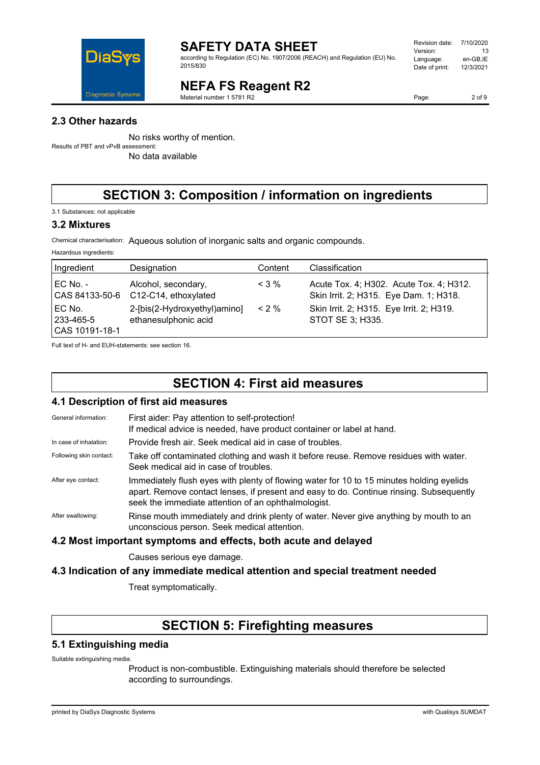### 2.3 Other hazards

No risks worthy of mention.

Results of PBT and vPvB assessment:

No data available

## SECTION 3: Composition / information on ingredients

3.1 Substances: not applicable

### 3.2 Mixtures

Chemical characterisation: Aqueous solution of inorganic salts and organic compounds.

Hazardous ingredients:

| Ingredient | Designation | Content | Classification |
|---|---|---|---|
| EC No. - CAS 84133-50-6 | Alcohol, secondary, C12-C14, ethoxylated | < 3 % | Acute Tox. 4; H302. Acute Tox. 4; H312. Skin Irrit. 2; H315. Eye Dam. 1; H318. |
| EC No. 233-465-5 CAS 10191-18-1 | 2-[bis(2-Hydroxyethyl)amino] ethanesulphonic acid | < 2 % | Skin Irrit. 2; H315. Eye Irrit. 2; H319. STOT SE 3; H335. |

Full text of H- and EUH-statements: see section 16.

## SECTION 4: First aid measures

### 4.1 Description of first aid measures

General information: First aider: Pay attention to self-protection! If medical advice is needed, have product container or label at hand.

In case of inhalation: Provide fresh air. Seek medical aid in case of troubles.

Following skin contact: Take off contaminated clothing and wash it before reuse. Remove residues with water. Seek medical aid in case of troubles.

After eye contact: Immediately flush eyes with plenty of flowing water for 10 to 15 minutes holding eyelids apart. Remove contact lenses, if present and easy to do. Continue rinsing. Subsequently seek the immediate attention of an ophthalmologist.

After swallowing: Rinse mouth immediately and drink plenty of water. Never give anything by mouth to an unconscious person. Seek medical attention.

### 4.2 Most important symptoms and effects, both acute and delayed

Causes serious eye damage.

### 4.3 Indication of any immediate medical attention and special treatment needed

Treat symptomatically.

## SECTION 5: Firefighting measures

### 5.1 Extinguishing media

Suitable extinguishing media:

Product is non-combustible. Extinguishing materials should therefore be selected according to surroundings.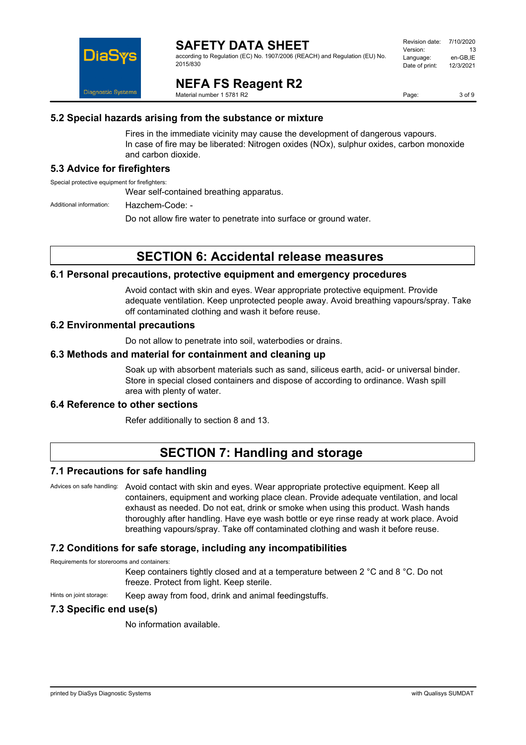### 5.2 Special hazards arising from the substance or mixture

Fires in the immediate vicinity may cause the development of dangerous vapours.
In case of fire may be liberated: Nitrogen oxides (NOx), sulphur oxides, carbon monoxide and carbon dioxide.

### 5.3 Advice for firefighters

Special protective equipment for firefighters:

Wear self-contained breathing apparatus.

Additional information: Hazchem-Code: -

Do not allow fire water to penetrate into surface or ground water.

## SECTION 6: Accidental release measures

### 6.1 Personal precautions, protective equipment and emergency procedures

Avoid contact with skin and eyes. Wear appropriate protective equipment. Provide adequate ventilation. Keep unprotected people away. Avoid breathing vapours/spray. Take off contaminated clothing and wash it before reuse.

### 6.2 Environmental precautions

Do not allow to penetrate into soil, waterbodies or drains.

### 6.3 Methods and material for containment and cleaning up

Soak up with absorbent materials such as sand, siliceus earth, acid- or universal binder. Store in special closed containers and dispose of according to ordinance. Wash spill area with plenty of water.

### 6.4 Reference to other sections

Refer additionally to section 8 and 13.

## SECTION 7: Handling and storage

### 7.1 Precautions for safe handling

Advices on safe handling: Avoid contact with skin and eyes. Wear appropriate protective equipment. Keep all containers, equipment and working place clean. Provide adequate ventilation, and local exhaust as needed. Do not eat, drink or smoke when using this product. Wash hands thoroughly after handling. Have eye wash bottle or eye rinse ready at work place. Avoid breathing vapours/spray. Take off contaminated clothing and wash it before reuse.

### 7.2 Conditions for safe storage, including any incompatibilities

Requirements for storerooms and containers:

Keep containers tightly closed and at a temperature between 2 °C and 8 °C. Do not freeze. Protect from light. Keep sterile.

Hints on joint storage: Keep away from food, drink and animal feedingstuffs.

### 7.3 Specific end use(s)

No information available.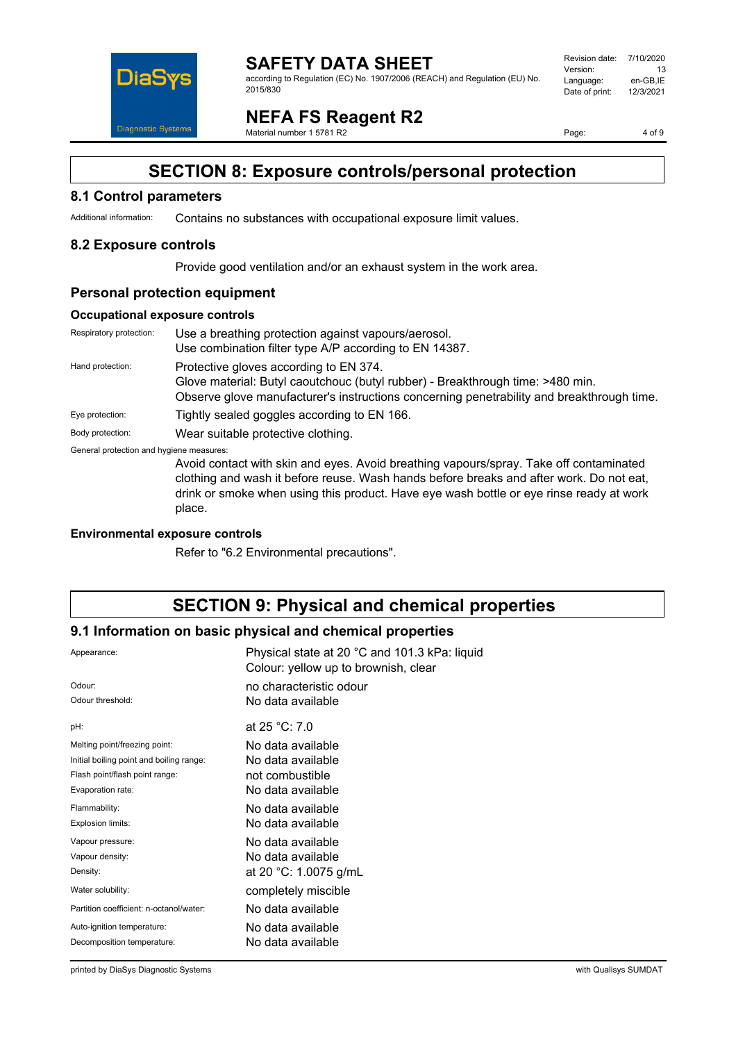# SECTION 8: Exposure controls/personal protection

## 8.1 Control parameters

Additional information: Contains no substances with occupational exposure limit values.

## 8.2 Exposure controls

Provide good ventilation and/or an exhaust system in the work area.

## Personal protection equipment

### Occupational exposure controls

Respiratory protection: Use a breathing protection against vapours/aerosol.
Use combination filter type A/P according to EN 14387.

Hand protection: Protective gloves according to EN 374.
Glove material: Butyl caoutchouc (butyl rubber) - Breakthrough time: >480 min.
Observe glove manufacturer's instructions concerning penetrability and breakthrough time.

Eye protection: Tightly sealed goggles according to EN 166.

Body protection: Wear suitable protective clothing.

General protection and hygiene measures:

Avoid contact with skin and eyes. Avoid breathing vapours/spray. Take off contaminated clothing and wash it before reuse. Wash hands before breaks and after work. Do not eat, drink or smoke when using this product. Have eye wash bottle or eye rinse ready at work place.

### Environmental exposure controls

Refer to "6.2 Environmental precautions".

# SECTION 9: Physical and chemical properties

## 9.1 Information on basic physical and chemical properties

| Property | Value |
|---|---|
| Appearance: | Physical state at 20 °C and 101.3 kPa: liquid<br>Colour: yellow up to brownish, clear |
| Odour: | no characteristic odour |
| Odour threshold: | No data available |
| pH: | at 25 °C: 7.0 |
| Melting point/freezing point: | No data available |
| Initial boiling point and boiling range: | No data available |
| Flash point/flash point range: | not combustible |
| Evaporation rate: | No data available |
| Flammability: | No data available |
| Explosion limits: | No data available |
| Vapour pressure: | No data available |
| Vapour density: | No data available |
| Density: | at 20 °C: 1.0075 g/mL |
| Water solubility: | completely miscible |
| Partition coefficient: n-octanol/water: | No data available |
| Auto-ignition temperature: | No data available |
| Decomposition temperature: | No data available |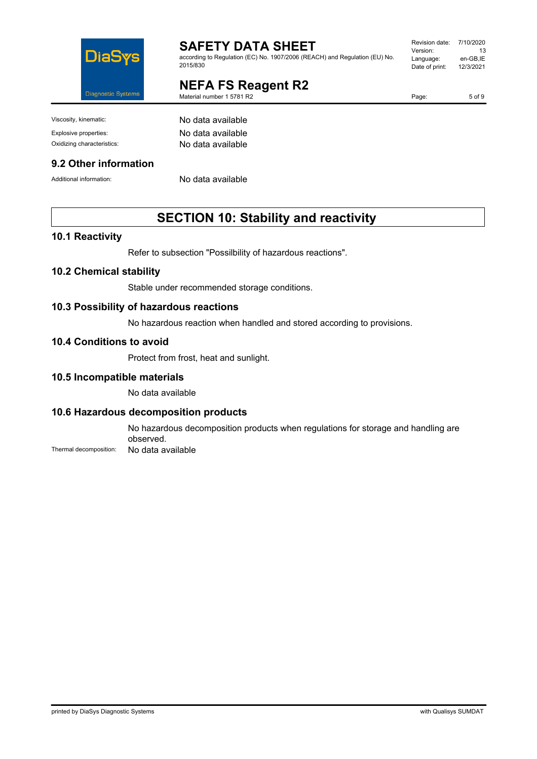| | |
|---|---|
| Viscosity, kinematic: | No data available |
| Explosive properties: | No data available |
| Oxidizing characteristics: | No data available |

### 9.2 Other information

| | |
|---|---|
| Additional information: | No data available |

## SECTION 10: Stability and reactivity

### 10.1 Reactivity

Refer to subsection "Possilbility of hazardous reactions".

### 10.2 Chemical stability

Stable under recommended storage conditions.

### 10.3 Possibility of hazardous reactions

No hazardous reaction when handled and stored according to provisions.

### 10.4 Conditions to avoid

Protect from frost, heat and sunlight.

### 10.5 Incompatible materials

No data available

### 10.6 Hazardous decomposition products

No hazardous decomposition products when regulations for storage and handling are observed.

Thermal decomposition: No data available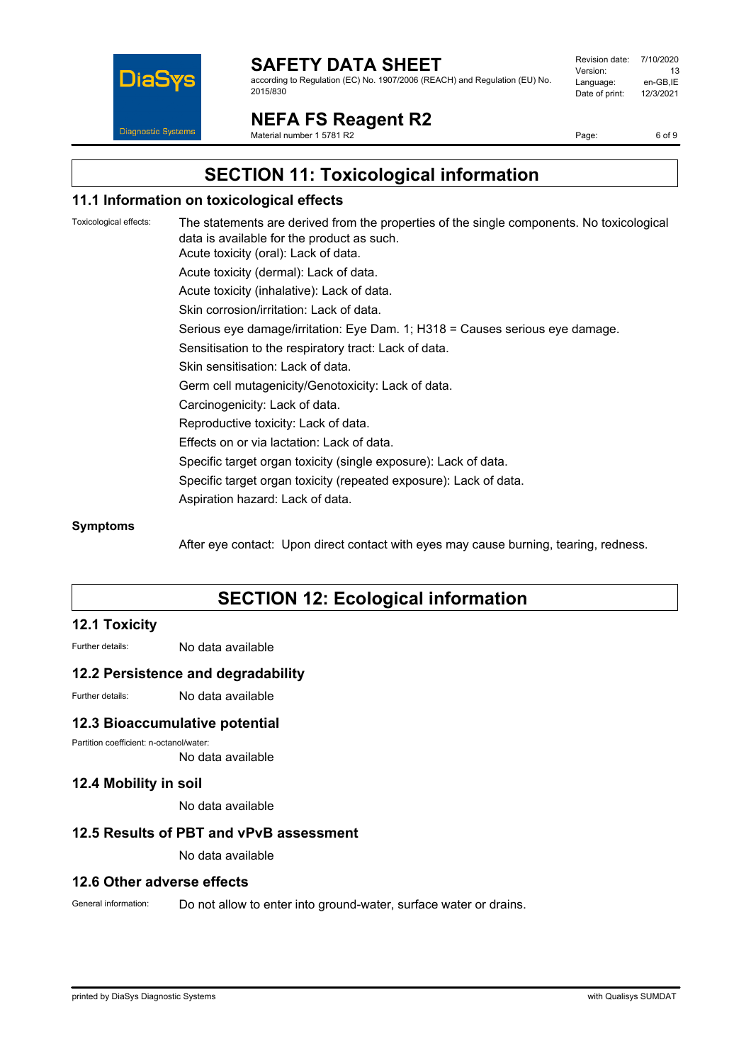# SECTION 11: Toxicological information

## 11.1 Information on toxicological effects

Toxicological effects: The statements are derived from the properties of the single components. No toxicological data is available for the product as such.

Acute toxicity (oral): Lack of data.

Acute toxicity (dermal): Lack of data.

Acute toxicity (inhalative): Lack of data.

Skin corrosion/irritation: Lack of data.

Serious eye damage/irritation: Eye Dam. 1; H318 = Causes serious eye damage.

Sensitisation to the respiratory tract: Lack of data.

Skin sensitisation: Lack of data.

Germ cell mutagenicity/Genotoxicity: Lack of data.

Carcinogenicity: Lack of data.

Reproductive toxicity: Lack of data.

Effects on or via lactation: Lack of data.

Specific target organ toxicity (single exposure): Lack of data.

Specific target organ toxicity (repeated exposure): Lack of data.

Aspiration hazard: Lack of data.

**Symptoms**

After eye contact: Upon direct contact with eyes may cause burning, tearing, redness.

# SECTION 12: Ecological information

## 12.1 Toxicity

Further details: No data available

## 12.2 Persistence and degradability

Further details: No data available

## 12.3 Bioaccumulative potential

Partition coefficient: n-octanol/water:

No data available

## 12.4 Mobility in soil

No data available

## 12.5 Results of PBT and vPvB assessment

No data available

## 12.6 Other adverse effects

General information: Do not allow to enter into ground-water, surface water or drains.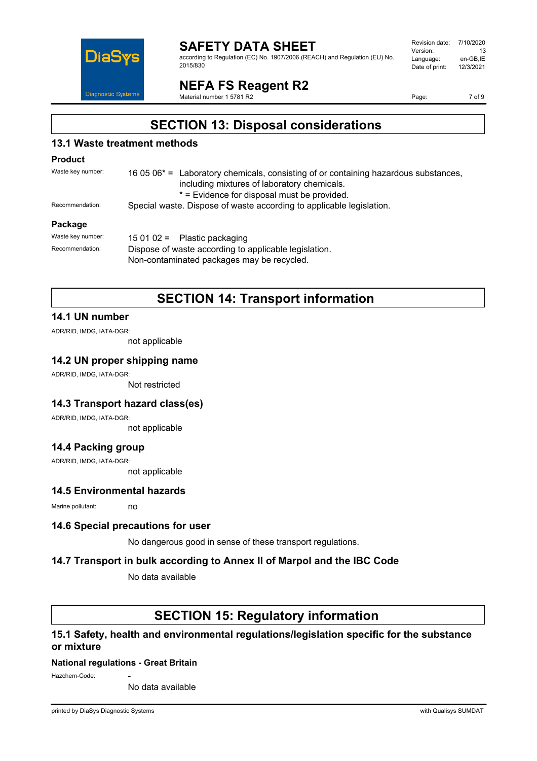# SECTION 13: Disposal considerations

## 13.1 Waste treatment methods

### Product

Waste key number: 16 05 06* = Laboratory chemicals, consisting of or containing hazardous substances, including mixtures of laboratory chemicals.
* = Evidence for disposal must be provided.

Recommendation: Special waste. Dispose of waste according to applicable legislation.

### Package

Waste key number: 15 01 02 = Plastic packaging

Recommendation: Dispose of waste according to applicable legislation.
Non-contaminated packages may be recycled.

# SECTION 14: Transport information

## 14.1 UN number

ADR/RID, IMDG, IATA-DGR:
not applicable

## 14.2 UN proper shipping name

ADR/RID, IMDG, IATA-DGR:
Not restricted

## 14.3 Transport hazard class(es)

ADR/RID, IMDG, IATA-DGR:
not applicable

## 14.4 Packing group

ADR/RID, IMDG, IATA-DGR:
not applicable

## 14.5 Environmental hazards

Marine pollutant: no

## 14.6 Special precautions for user

No dangerous good in sense of these transport regulations.

## 14.7 Transport in bulk according to Annex II of Marpol and the IBC Code

No data available

# SECTION 15: Regulatory information

## 15.1 Safety, health and environmental regulations/legislation specific for the substance or mixture

### National regulations - Great Britain

Hazchem-Code: -
No data available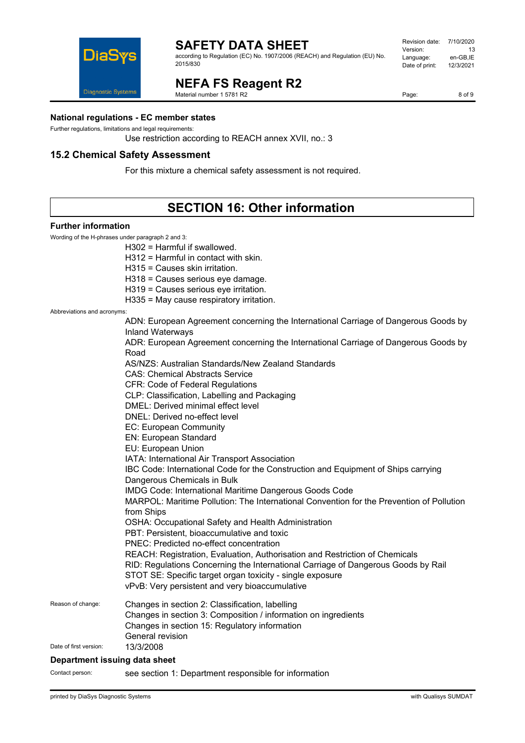### National regulations - EC member states

Further regulations, limitations and legal requirements:

Use restriction according to REACH annex XVII, no.: 3

## 15.2 Chemical Safety Assessment

For this mixture a chemical safety assessment is not required.

# SECTION 16: Other information

### Further information

Wording of the H-phrases under paragraph 2 and 3:

H302 = Harmful if swallowed.
H312 = Harmful in contact with skin.
H315 = Causes skin irritation.
H318 = Causes serious eye damage.
H319 = Causes serious eye irritation.
H335 = May cause respiratory irritation.

Abbreviations and acronyms:

ADN: European Agreement concerning the International Carriage of Dangerous Goods by Inland Waterways
ADR: European Agreement concerning the International Carriage of Dangerous Goods by Road
AS/NZS: Australian Standards/New Zealand Standards
CAS: Chemical Abstracts Service
CFR: Code of Federal Regulations
CLP: Classification, Labelling and Packaging
DMEL: Derived minimal effect level
DNEL: Derived no-effect level
EC: European Community
EN: European Standard
EU: European Union
IATA: International Air Transport Association
IBC Code: International Code for the Construction and Equipment of Ships carrying Dangerous Chemicals in Bulk
IMDG Code: International Maritime Dangerous Goods Code
MARPOL: Maritime Pollution: The International Convention for the Prevention of Pollution from Ships
OSHA: Occupational Safety and Health Administration
PBT: Persistent, bioaccumulative and toxic
PNEC: Predicted no-effect concentration
REACH: Registration, Evaluation, Authorisation and Restriction of Chemicals
RID: Regulations Concerning the International Carriage of Dangerous Goods by Rail
STOT SE: Specific target organ toxicity - single exposure
vPvB: Very persistent and very bioaccumulative

Reason of change:

Changes in section 2: Classification, labelling
Changes in section 3: Composition / information on ingredients
Changes in section 15: Regulatory information
General revision

Date of first version: 13/3/2008

### Department issuing data sheet

Contact person: see section 1: Department responsible for information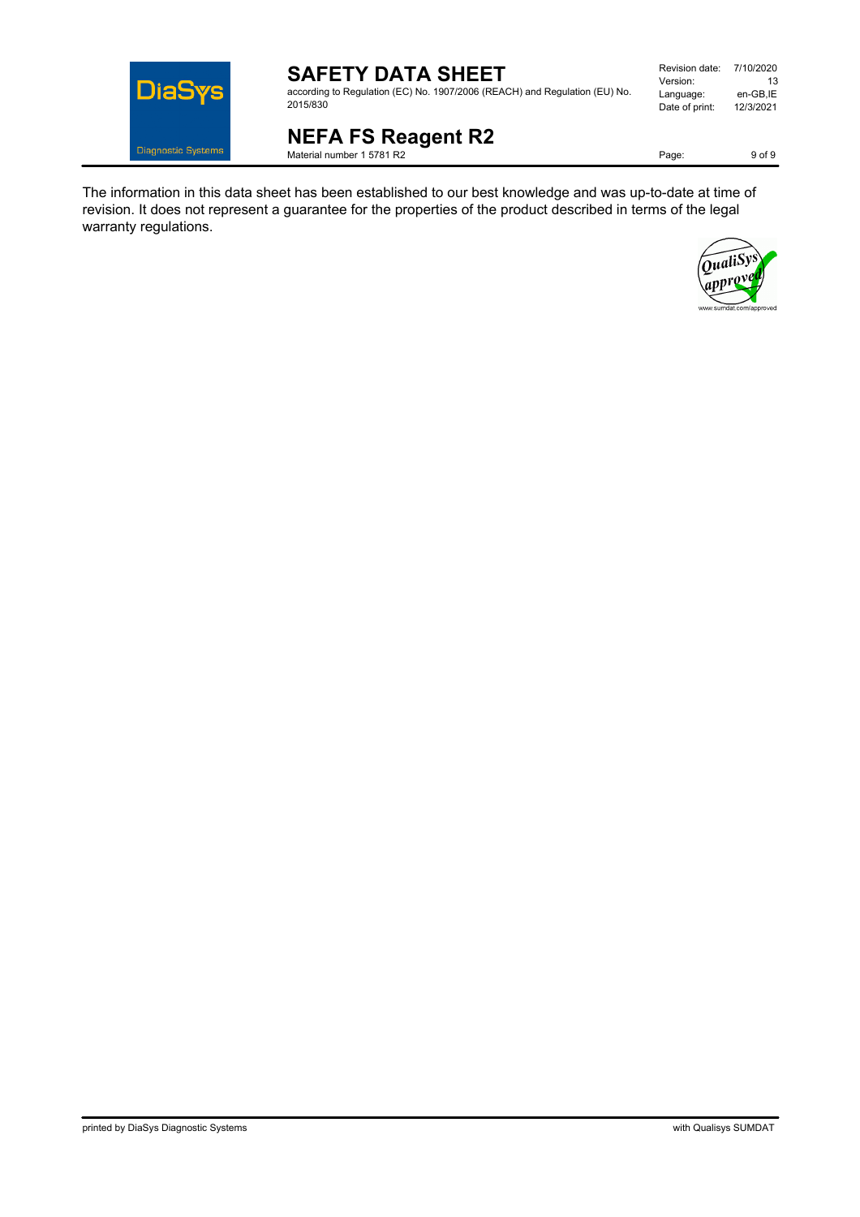The information in this data sheet has been established to our best knowledge and was up-to-date at time of revision. It does not represent a guarantee for the properties of the product described in terms of the legal warranty regulations.